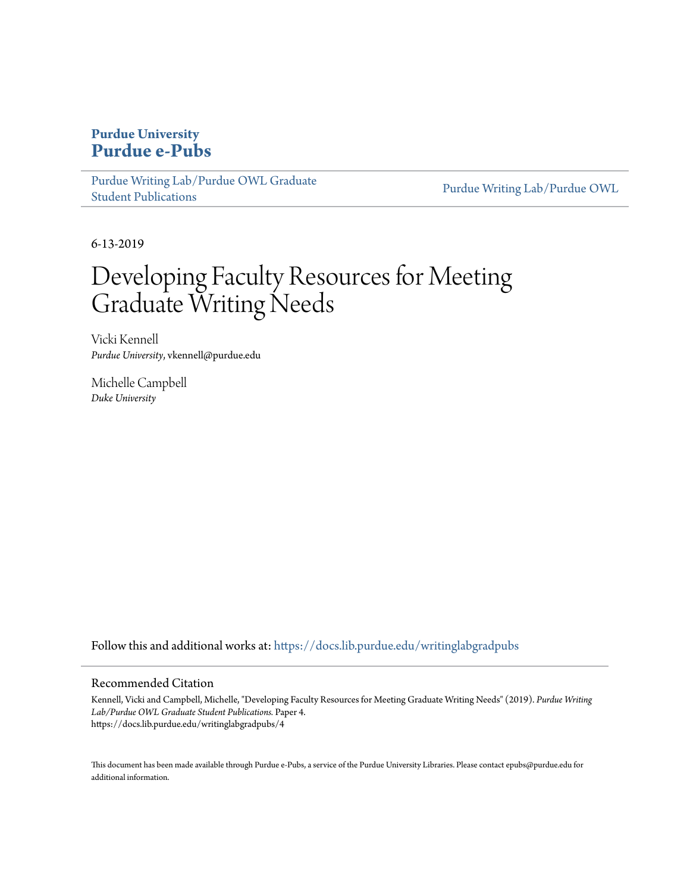**Purdue University**
**Purdue e-Pubs**

Purdue Writing Lab/Purdue OWL Graduate Student Publications | Purdue Writing Lab/Purdue OWL

6-13-2019

# Developing Faculty Resources for Meeting Graduate Writing Needs

Vicki Kennell
*Purdue University*, vkennell@purdue.edu

Michelle Campbell
*Duke University*

Follow this and additional works at: https://docs.lib.purdue.edu/writinglabgradpubs

## Recommended Citation

Kennell, Vicki and Campbell, Michelle, "Developing Faculty Resources for Meeting Graduate Writing Needs" (2019). *Purdue Writing Lab/Purdue OWL Graduate Student Publications.* Paper 4.
https://docs.lib.purdue.edu/writinglabgradpubs/4

This document has been made available through Purdue e-Pubs, a service of the Purdue University Libraries. Please contact epubs@purdue.edu for additional information.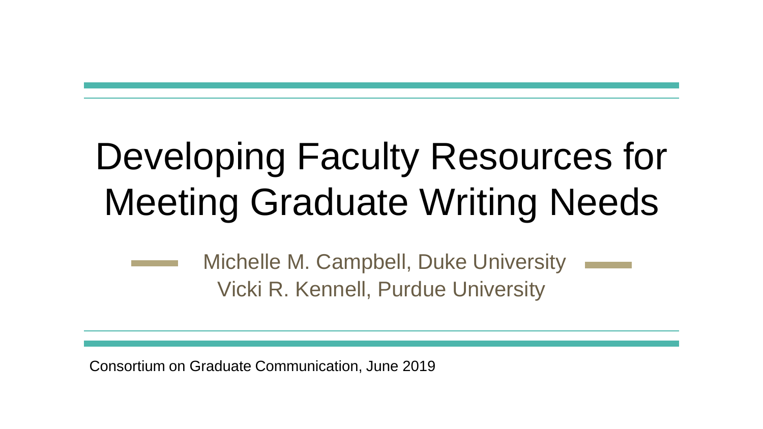# Developing Faculty Resources for Meeting Graduate Writing Needs

Michelle M. Campbell, Duke University
Vicki R. Kennell, Purdue University

Consortium on Graduate Communication, June 2019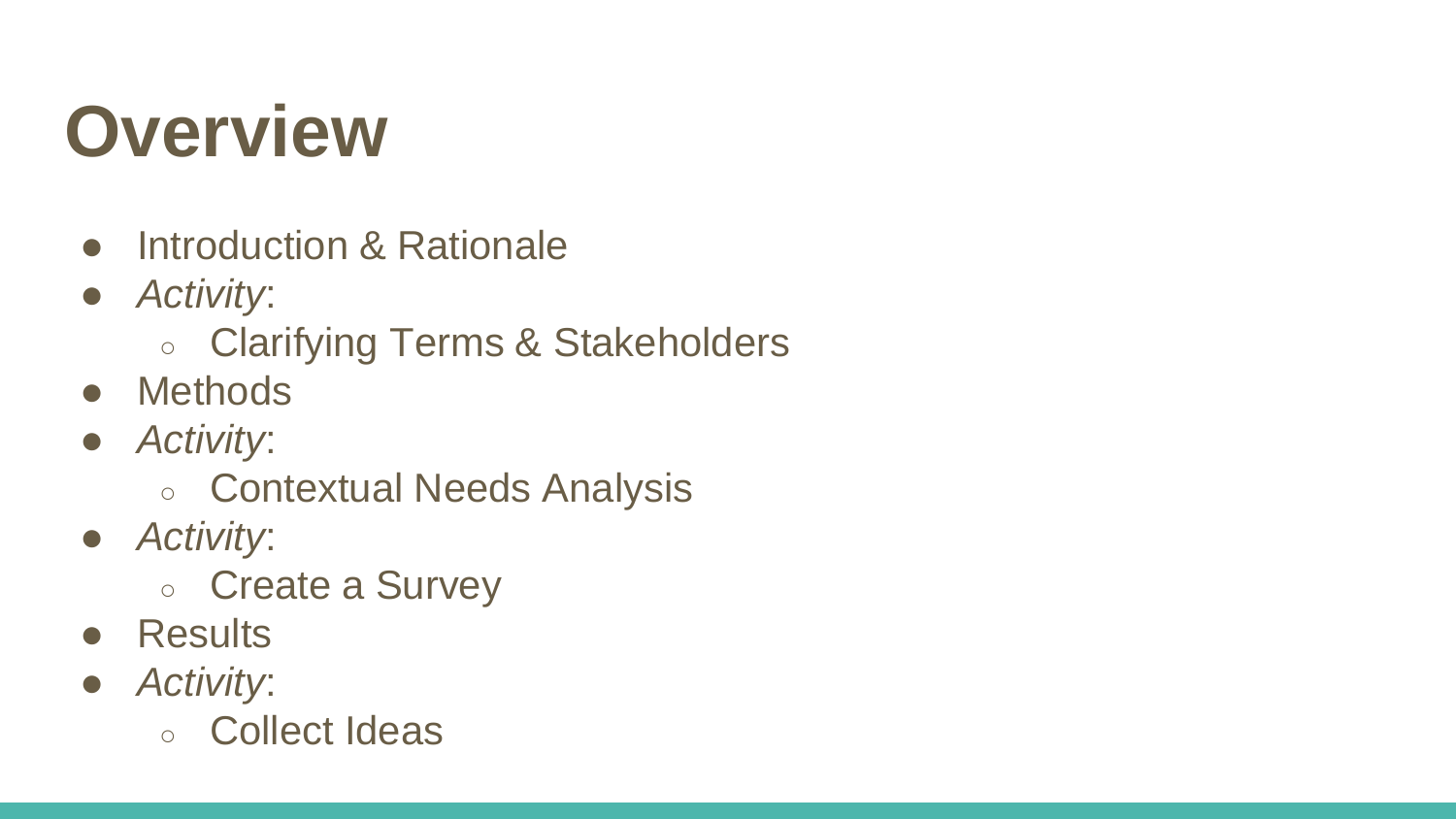# Overview

- Introduction & Rationale
- *Activity*:
  - Clarifying Terms & Stakeholders
- Methods
- *Activity*:
  - Contextual Needs Analysis
- *Activity*:
  - Create a Survey
- Results
- *Activity*:
  - Collect Ideas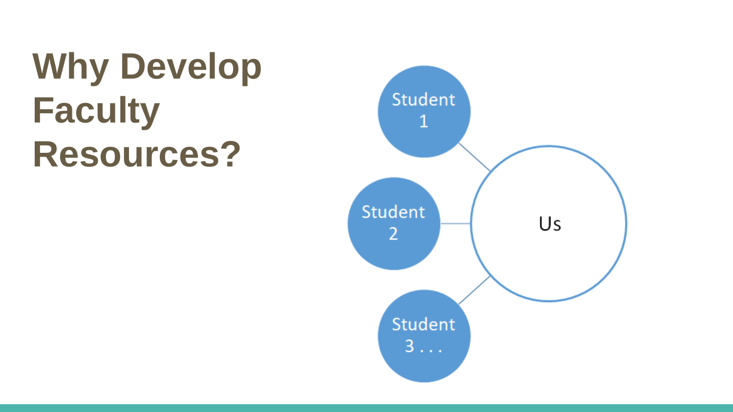# Why Develop Faculty Resources?

Student 1

Student 2

Student 3 . . .

Us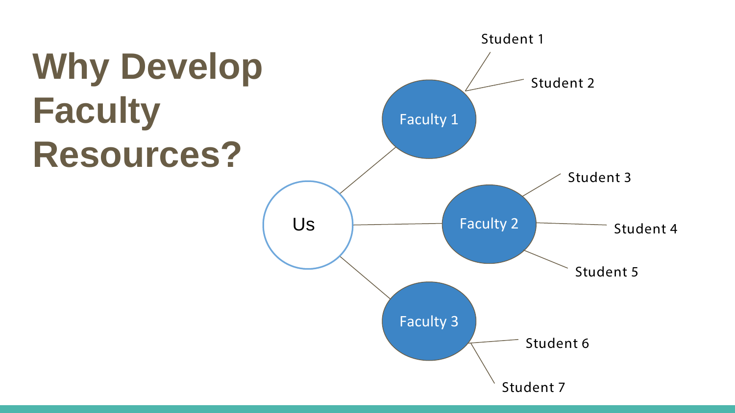# Why Develop Faculty Resources?

Us

Faculty 1
- Student 1
- Student 2

Faculty 2
- Student 3
- Student 4
- Student 5

Faculty 3
- Student 6
- Student 7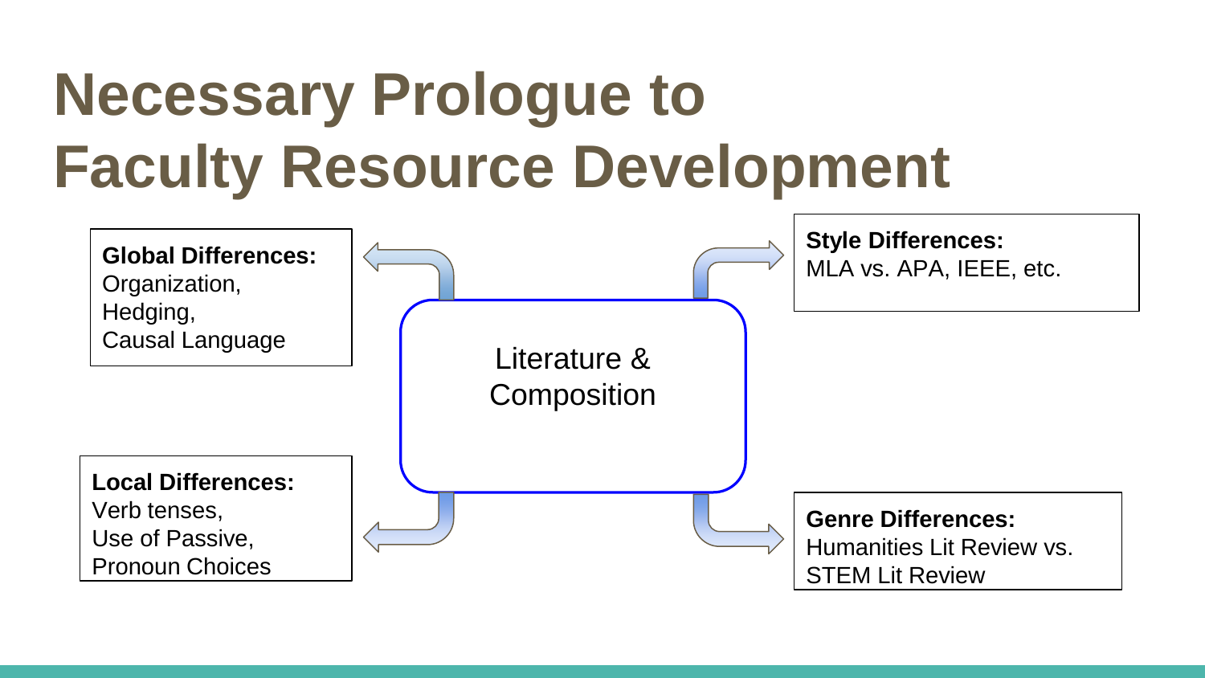# Necessary Prologue to Faculty Resource Development

Literature & Composition

**Global Differences:**
Organization,
Hedging,
Causal Language

**Style Differences:**
MLA vs. APA, IEEE, etc.

**Local Differences:**
Verb tenses,
Use of Passive,
Pronoun Choices

**Genre Differences:**
Humanities Lit Review vs.
STEM Lit Review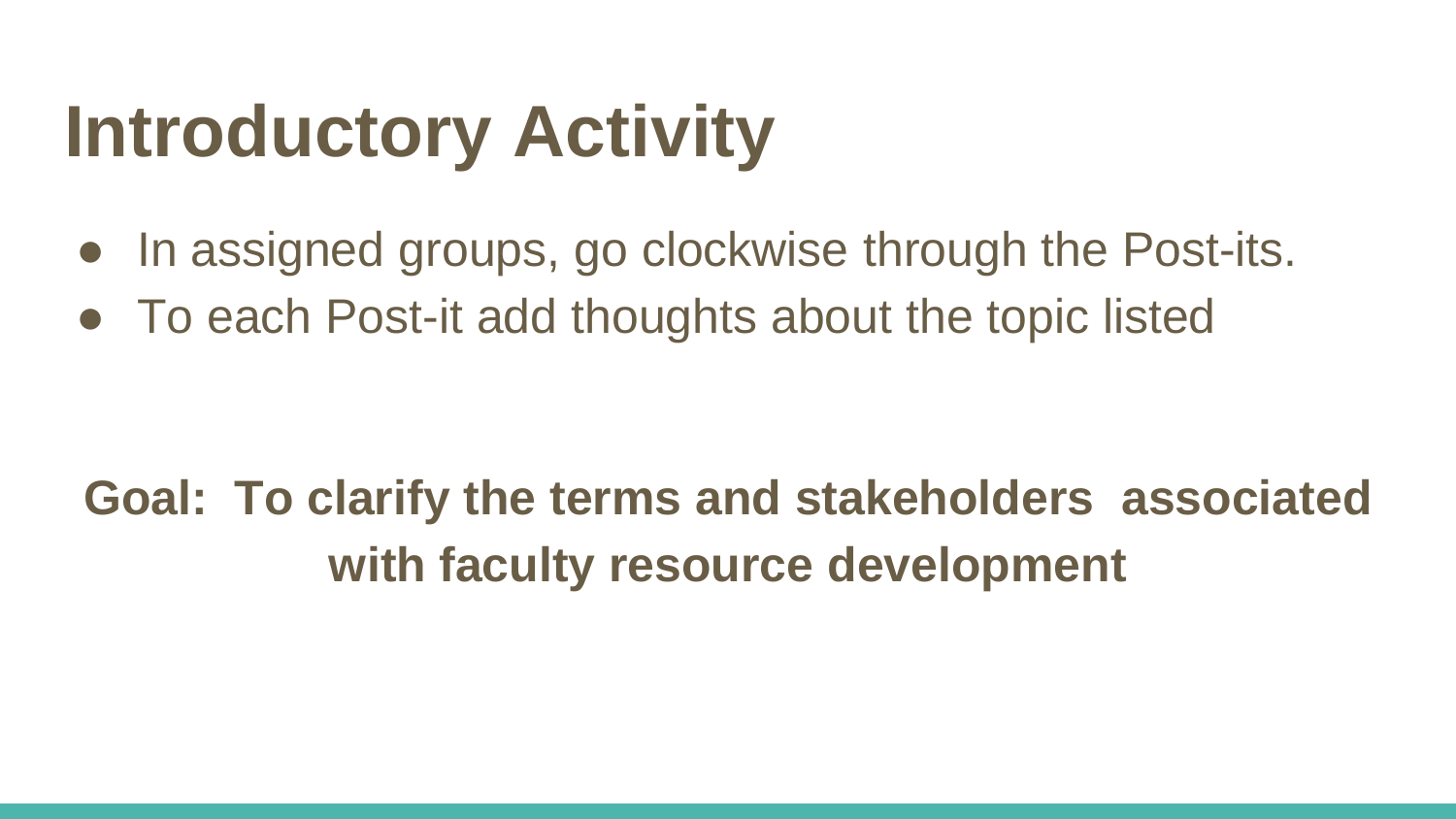# Introductory Activity

- In assigned groups, go clockwise through the Post-its.
- To each Post-it add thoughts about the topic listed

**Goal: To clarify the terms and stakeholders associated with faculty resource development**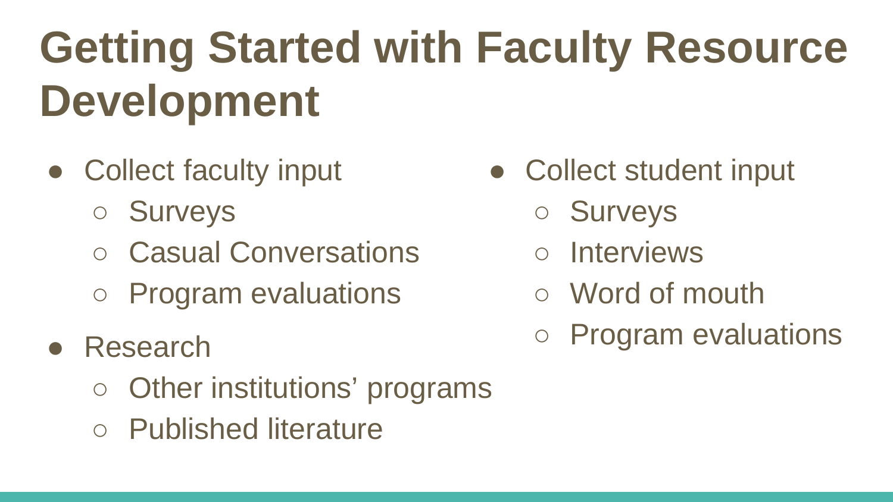# Getting Started with Faculty Resource Development

- Collect faculty input
  - Surveys
  - Casual Conversations
  - Program evaluations
- Research
  - Other institutions' programs
  - Published literature
- Collect student input
  - Surveys
  - Interviews
  - Word of mouth
  - Program evaluations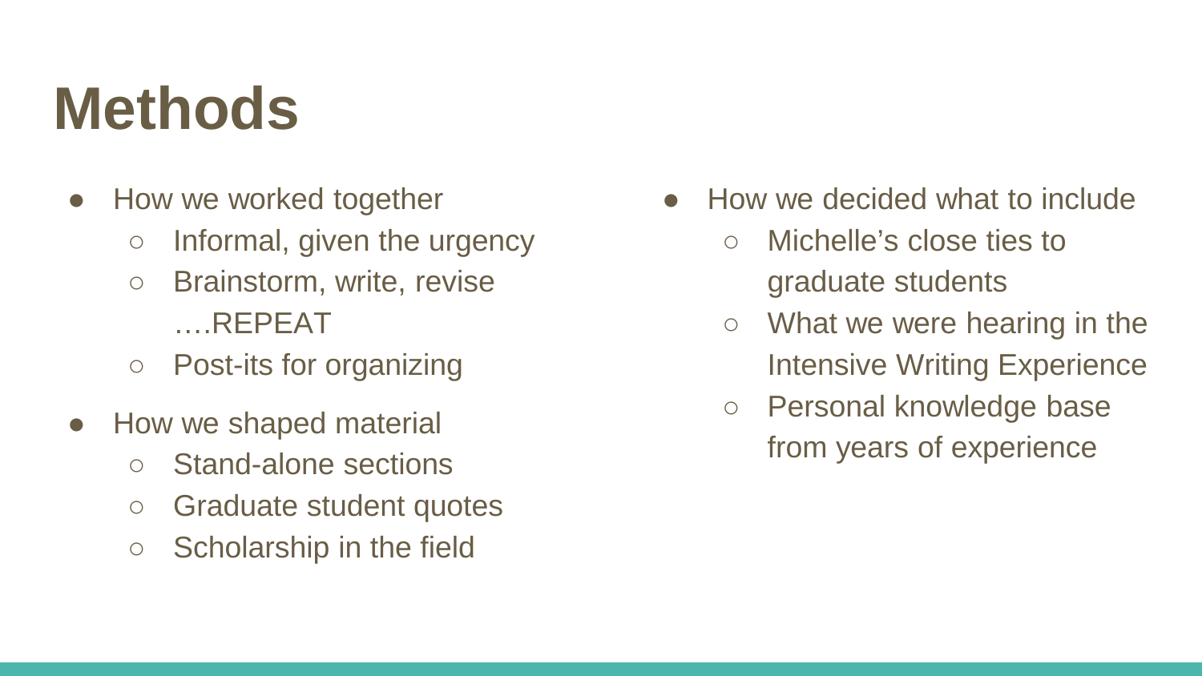# Methods

- How we worked together
  - Informal, given the urgency
  - Brainstorm, write, revise ….REPEAT
  - Post-its for organizing
- How we shaped material
  - Stand-alone sections
  - Graduate student quotes
  - Scholarship in the field
- How we decided what to include
  - Michelle's close ties to graduate students
  - What we were hearing in the Intensive Writing Experience
  - Personal knowledge base from years of experience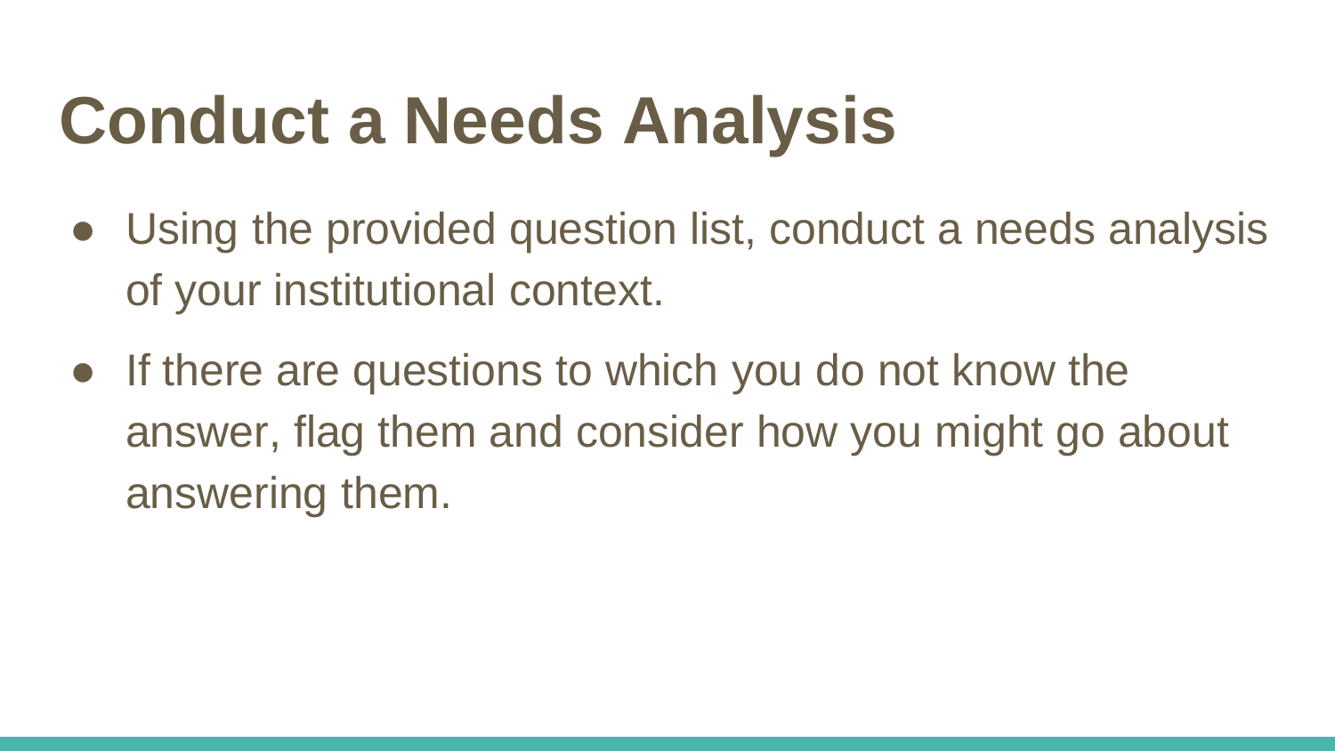# Conduct a Needs Analysis

- Using the provided question list, conduct a needs analysis of your institutional context.
- If there are questions to which you do not know the answer, flag them and consider how you might go about answering them.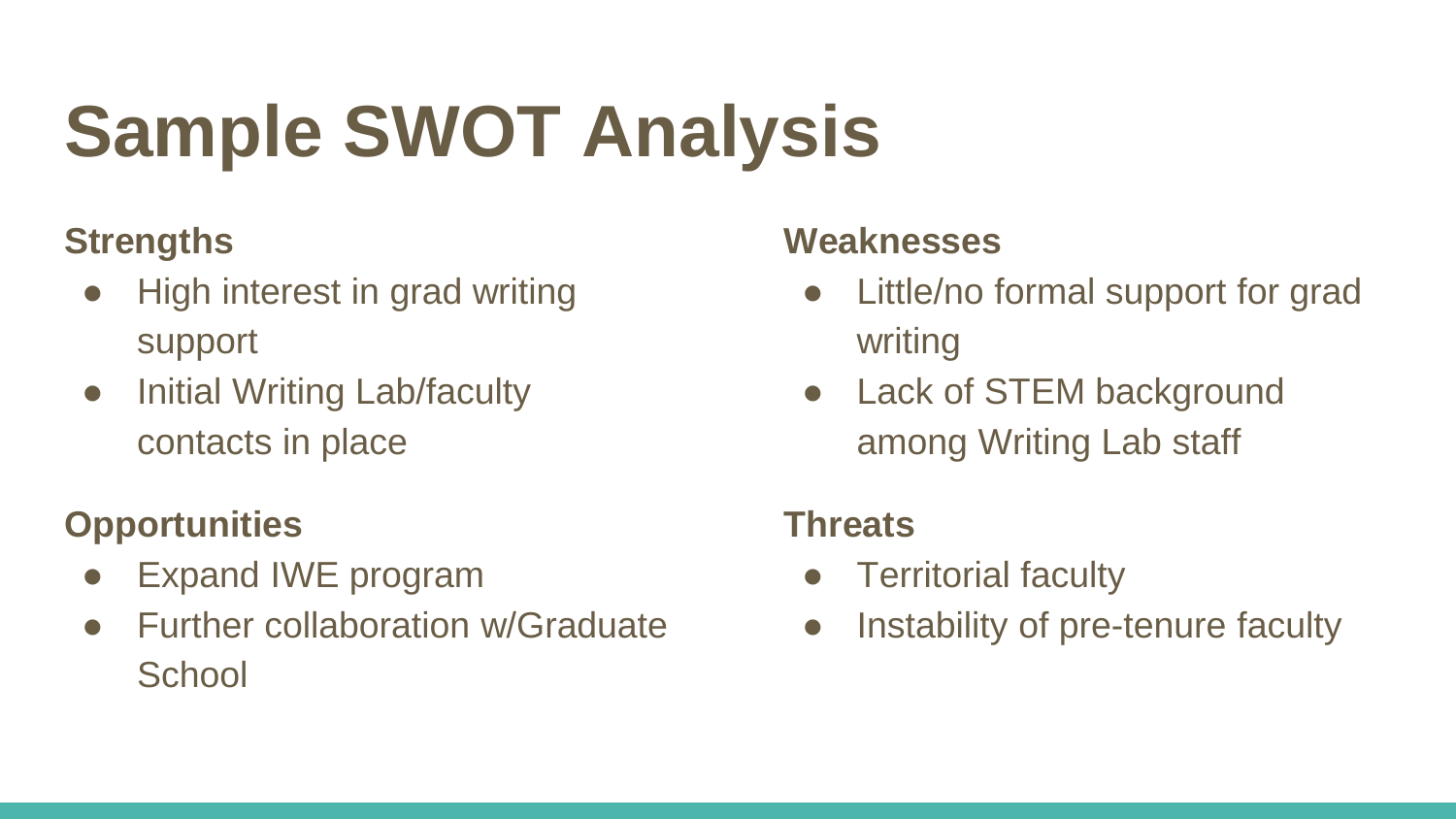# Sample SWOT Analysis

**Strengths**

- High interest in grad writing support
- Initial Writing Lab/faculty contacts in place

**Weaknesses**

- Little/no formal support for grad writing
- Lack of STEM background among Writing Lab staff

**Opportunities**

- Expand IWE program
- Further collaboration w/Graduate School

**Threats**

- Territorial faculty
- Instability of pre-tenure faculty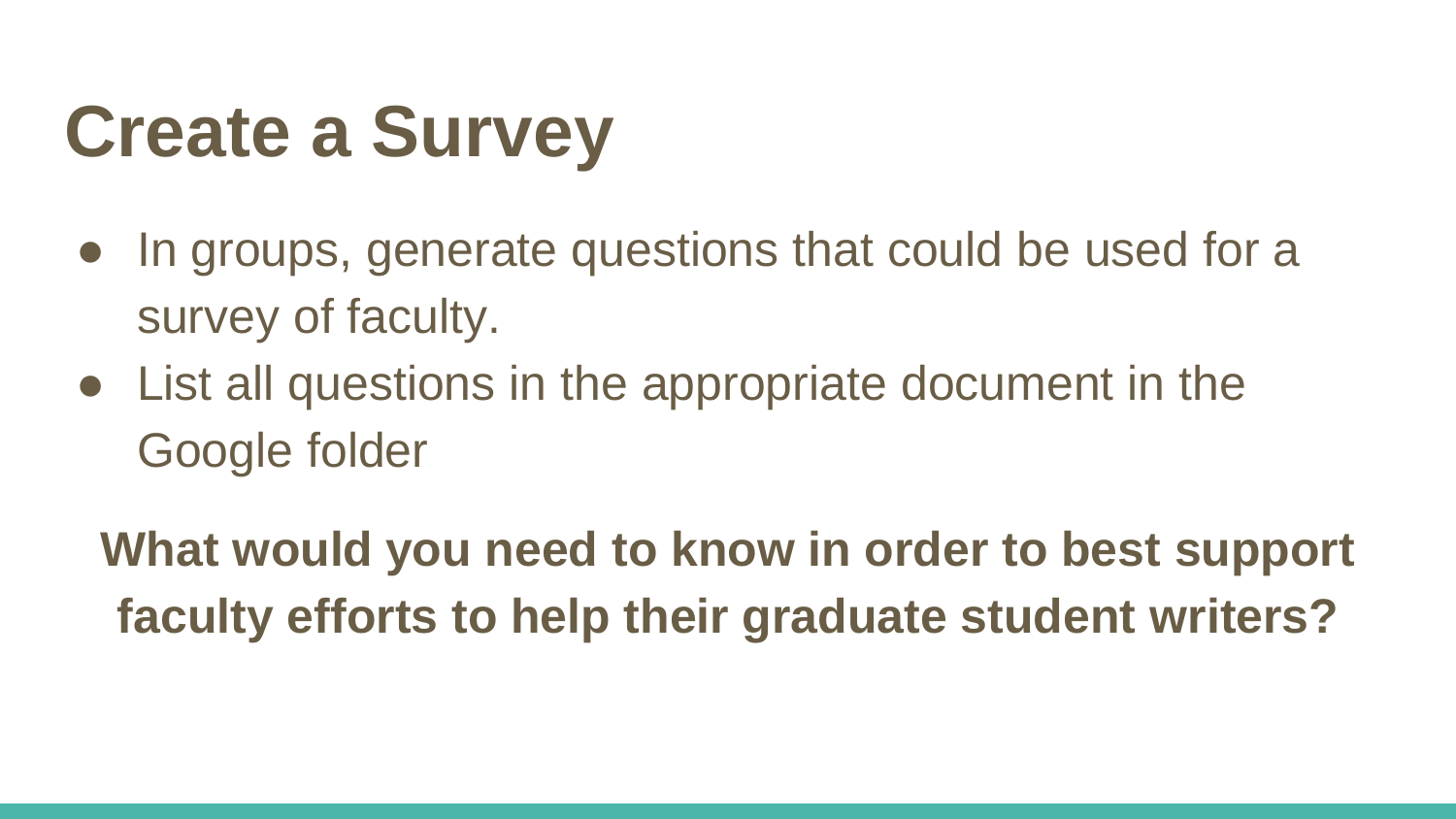# Create a Survey

- In groups, generate questions that could be used for a survey of faculty.
- List all questions in the appropriate document in the Google folder

**What would you need to know in order to best support faculty efforts to help their graduate student writers?**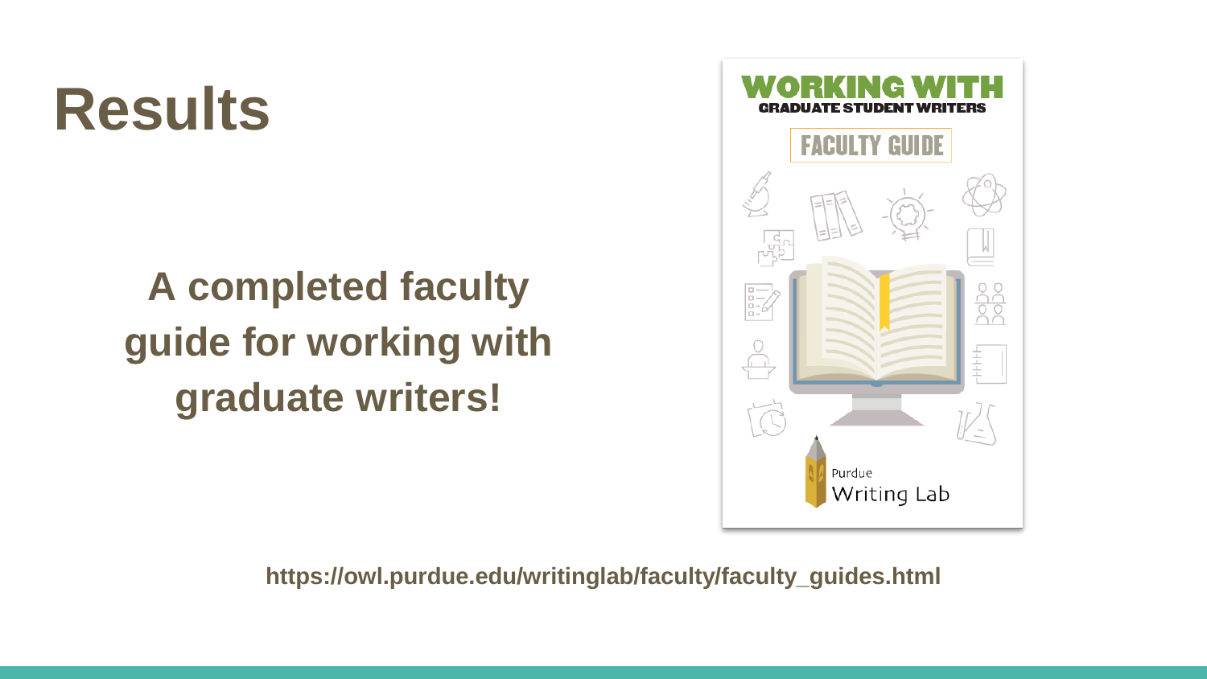# Results

**A completed faculty guide for working with graduate writers!**

**https://owl.purdue.edu/writinglab/faculty/faculty_guides.html**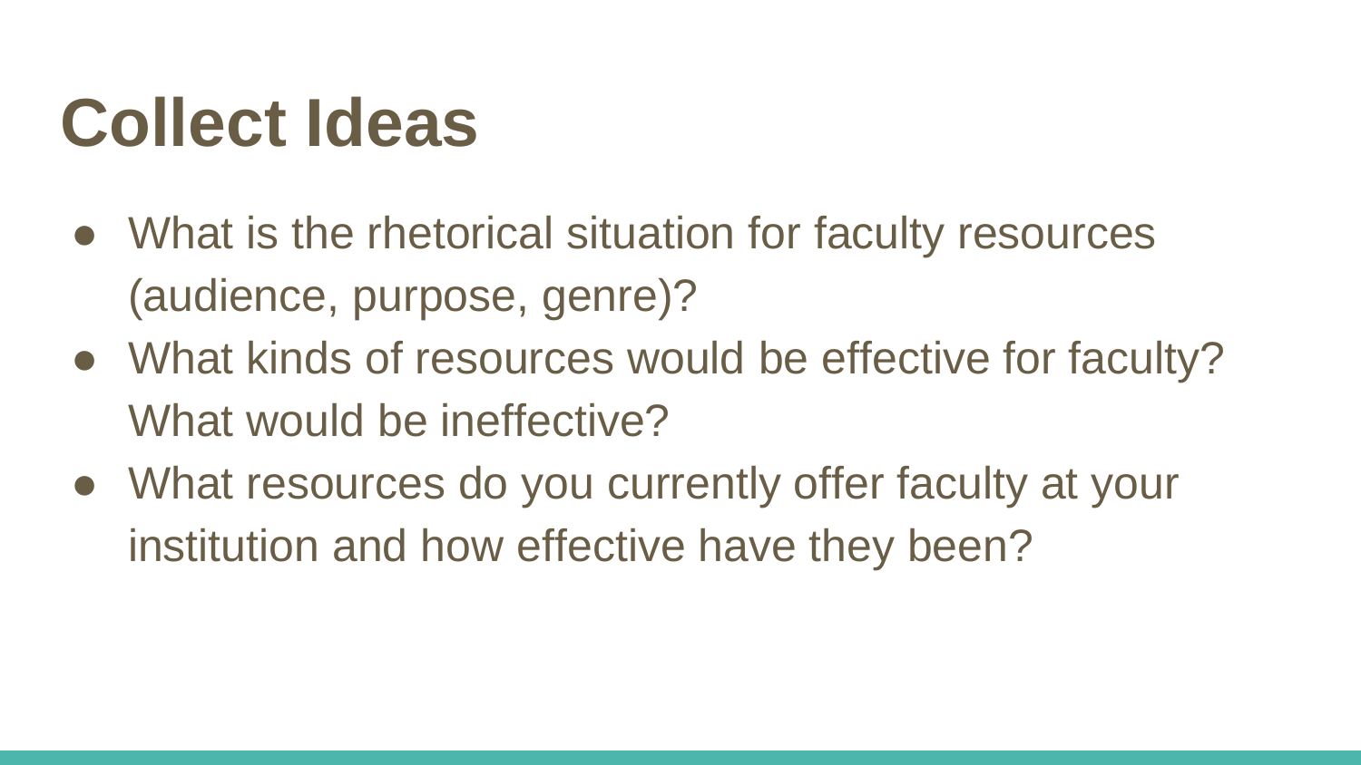# Collect Ideas

- What is the rhetorical situation for faculty resources (audience, purpose, genre)?
- What kinds of resources would be effective for faculty? What would be ineffective?
- What resources do you currently offer faculty at your institution and how effective have they been?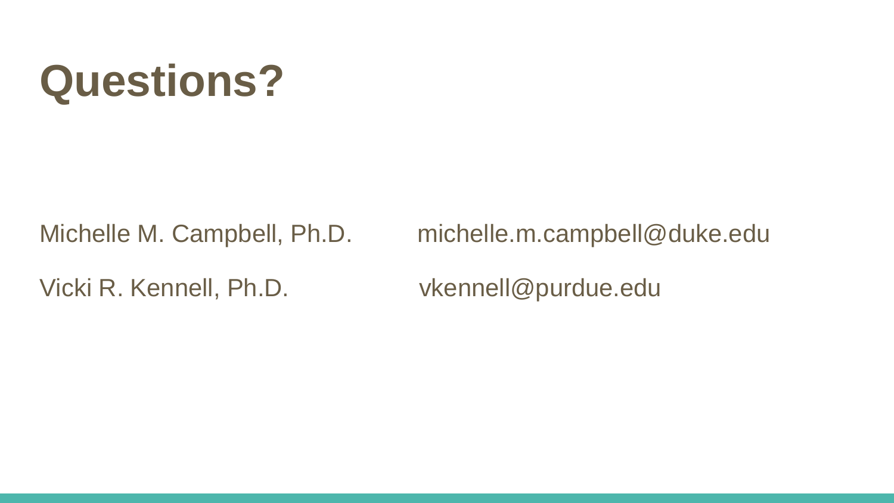# Questions?

| | |
|---|---|
| Michelle M. Campbell, Ph.D. | michelle.m.campbell@duke.edu |
| Vicki R. Kennell, Ph.D. | vkennell@purdue.edu |